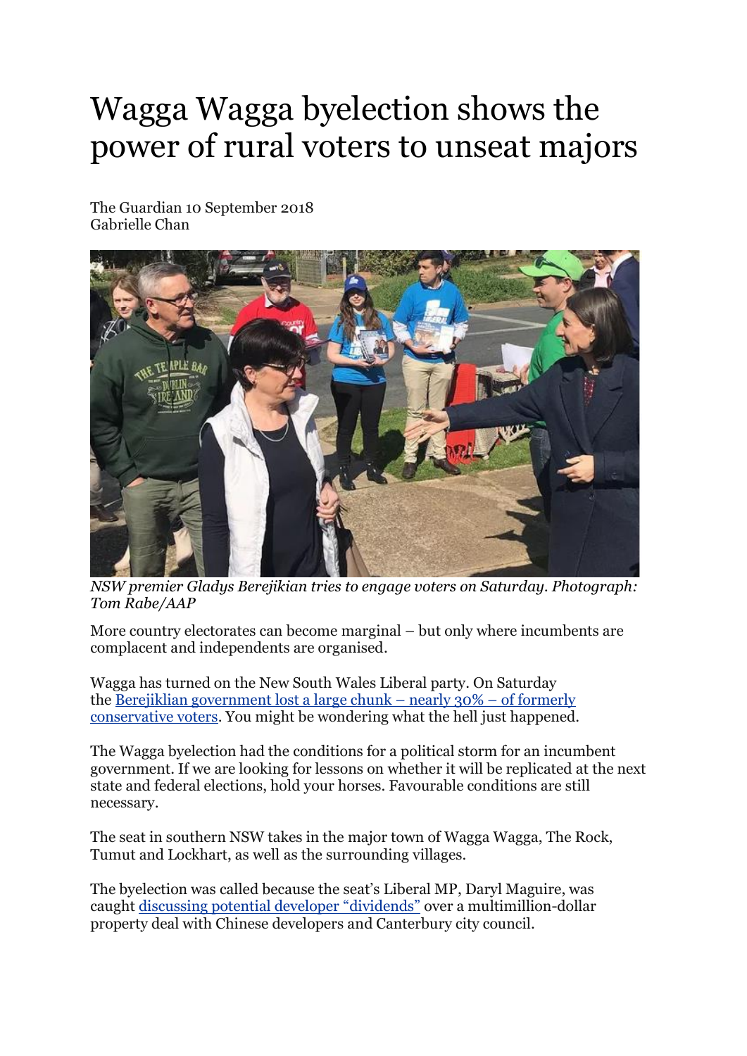# Wagga Wagga byelection shows the power of rural voters to unseat majors

The Guardian 10 September 2018
Gabrielle Chan

*NSW premier Gladys Berejikian tries to engage voters on Saturday. Photograph: Tom Rabe/AAP*

More country electorates can become marginal – but only where incumbents are complacent and independents are organised.

Wagga has turned on the New South Wales Liberal party. On Saturday the Berejiklian government lost a large chunk – nearly 30% – of formerly conservative voters. You might be wondering what the hell just happened.

The Wagga byelection had the conditions for a political storm for an incumbent government. If we are looking for lessons on whether it will be replicated at the next state and federal elections, hold your horses. Favourable conditions are still necessary.

The seat in southern NSW takes in the major town of Wagga Wagga, The Rock, Tumut and Lockhart, as well as the surrounding villages.

The byelection was called because the seat's Liberal MP, Daryl Maguire, was caught discussing potential developer "dividends" over a multimillion-dollar property deal with Chinese developers and Canterbury city council.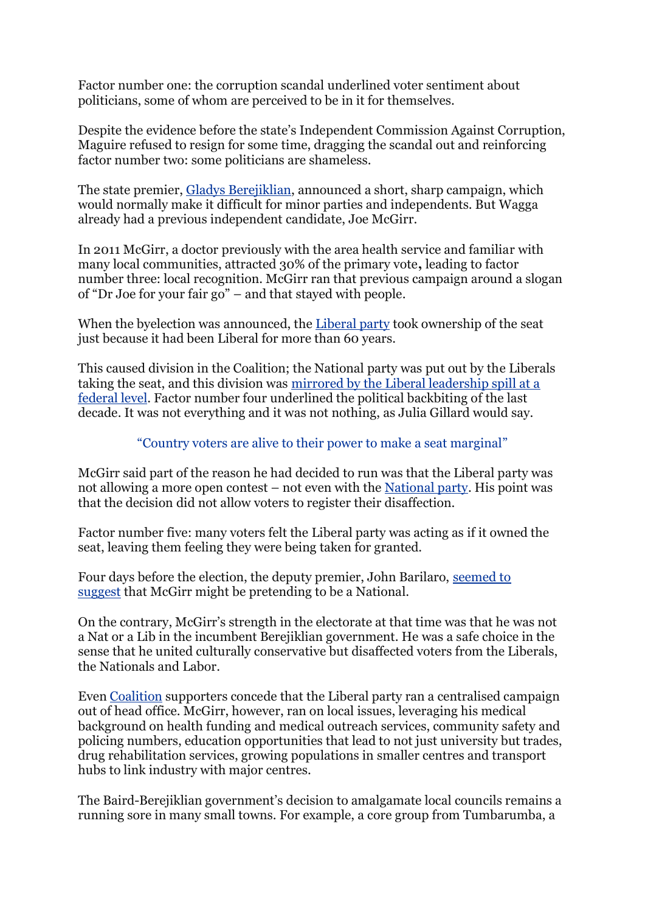Factor number one: the corruption scandal underlined voter sentiment about politicians, some of whom are perceived to be in it for themselves.

Despite the evidence before the state's Independent Commission Against Corruption, Maguire refused to resign for some time, dragging the scandal out and reinforcing factor number two: some politicians are shameless.

The state premier, [Gladys Berejiklian](), announced a short, sharp campaign, which would normally make it difficult for minor parties and independents. But Wagga already had a previous independent candidate, Joe McGirr.

In 2011 McGirr, a doctor previously with the area health service and familiar with many local communities, attracted 30% of the primary vote**,** leading to factor number three: local recognition. McGirr ran that previous campaign around a slogan of "Dr Joe for your fair go" – and that stayed with people.

When the byelection was announced, the [Liberal party]() took ownership of the seat just because it had been Liberal for more than 60 years.

This caused division in the Coalition; the National party was put out by the Liberals taking the seat, and this division was [mirrored by the Liberal leadership spill at a federal level](). Factor number four underlined the political backbiting of the last decade. It was not everything and it was not nothing, as Julia Gillard would say.

> "Country voters are alive to their power to make a seat marginal"

McGirr said part of the reason he had decided to run was that the Liberal party was not allowing a more open contest – not even with the [National party](). His point was that the decision did not allow voters to register their disaffection.

Factor number five: many voters felt the Liberal party was acting as if it owned the seat, leaving them feeling they were being taken for granted.

Four days before the election, the deputy premier, John Barilaro, [seemed to suggest]() that McGirr might be pretending to be a National.

On the contrary, McGirr's strength in the electorate at that time was that he was not a Nat or a Lib in the incumbent Berejiklian government. He was a safe choice in the sense that he united culturally conservative but disaffected voters from the Liberals, the Nationals and Labor.

Even [Coalition]() supporters concede that the Liberal party ran a centralised campaign out of head office. McGirr, however, ran on local issues, leveraging his medical background on health funding and medical outreach services, community safety and policing numbers, education opportunities that lead to not just university but trades, drug rehabilitation services, growing populations in smaller centres and transport hubs to link industry with major centres.

The Baird-Berejiklian government's decision to amalgamate local councils remains a running sore in many small towns. For example, a core group from Tumbarumba, a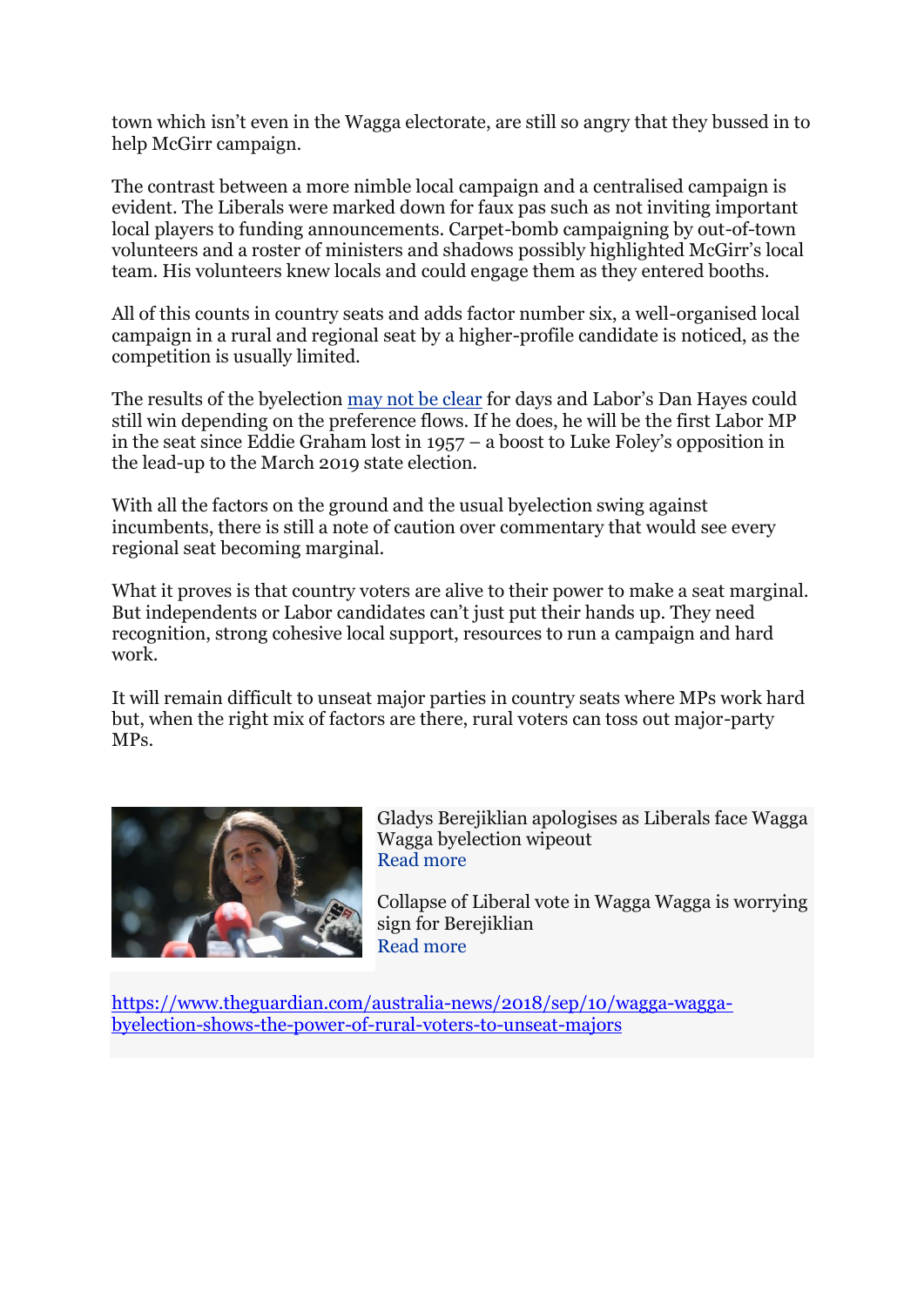town which isn't even in the Wagga electorate, are still so angry that they bussed in to help McGirr campaign.

The contrast between a more nimble local campaign and a centralised campaign is evident. The Liberals were marked down for faux pas such as not inviting important local players to funding announcements. Carpet-bomb campaigning by out-of-town volunteers and a roster of ministers and shadows possibly highlighted McGirr's local team. His volunteers knew locals and could engage them as they entered booths.

All of this counts in country seats and adds factor number six, a well-organised local campaign in a rural and regional seat by a higher-profile candidate is noticed, as the competition is usually limited.

The results of the byelection [may not be clear] for days and Labor's Dan Hayes could still win depending on the preference flows. If he does, he will be the first Labor MP in the seat since Eddie Graham lost in 1957 – a boost to Luke Foley's opposition in the lead-up to the March 2019 state election.

With all the factors on the ground and the usual byelection swing against incumbents, there is still a note of caution over commentary that would see every regional seat becoming marginal.

What it proves is that country voters are alive to their power to make a seat marginal. But independents or Labor candidates can't just put their hands up. They need recognition, strong cohesive local support, resources to run a campaign and hard work.

It will remain difficult to unseat major parties in country seats where MPs work hard but, when the right mix of factors are there, rural voters can toss out major-party MPs.

Gladys Berejiklian apologises as Liberals face Wagga Wagga byelection wipeout
Read more

Collapse of Liberal vote in Wagga Wagga is worrying sign for Berejiklian
Read more

https://www.theguardian.com/australia-news/2018/sep/10/wagga-wagga-byelection-shows-the-power-of-rural-voters-to-unseat-majors